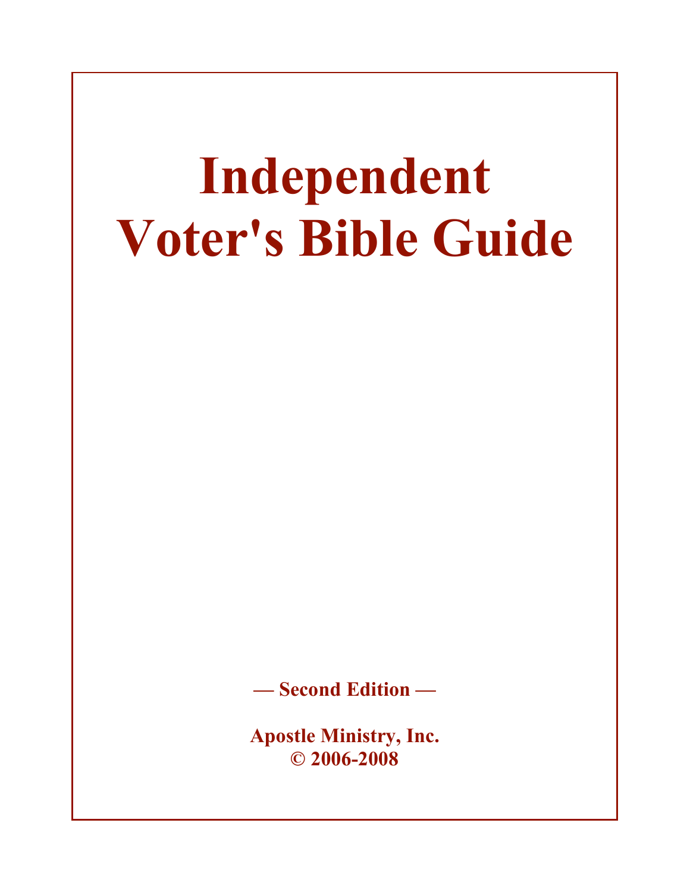# Independent Voter's Bible Guide

**— Second Edition —**

**Apostle Ministry, Inc.**
**© 2006-2008**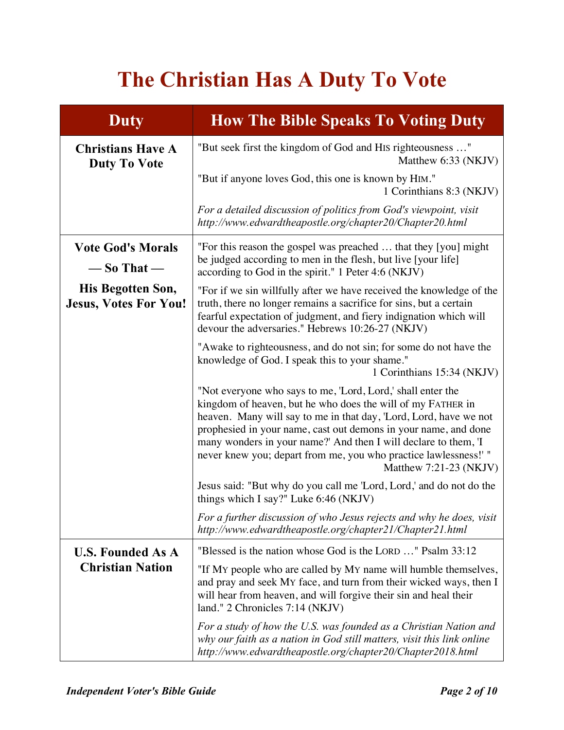# The Christian Has A Duty To Vote

| Duty | How The Bible Speaks To Voting Duty |
| --- | --- |
| **Christians Have A Duty To Vote** | "But seek first the kingdom of God and HIS righteousness …" Matthew 6:33 (NKJV)<br><br>"But if anyone loves God, this one is known by HIM." 1 Corinthians 8:3 (NKJV)<br><br>*For a detailed discussion of politics from God's viewpoint, visit http://www.edwardtheapostle.org/chapter20/Chapter20.html* |
| **Vote God's Morals — So That — His Begotten Son, Jesus, Votes For You!** | "For this reason the gospel was preached … that they [you] might be judged according to men in the flesh, but live [your life] according to God in the spirit." 1 Peter 4:6 (NKJV)<br><br>"For if we sin willfully after we have received the knowledge of the truth, there no longer remains a sacrifice for sins, but a certain fearful expectation of judgment, and fiery indignation which will devour the adversaries." Hebrews 10:26-27 (NKJV)<br><br>"Awake to righteousness, and do not sin; for some do not have the knowledge of God. I speak this to your shame." 1 Corinthians 15:34 (NKJV)<br><br>"Not everyone who says to me, 'Lord, Lord,' shall enter the kingdom of heaven, but he who does the will of my FATHER in heaven. Many will say to me in that day, 'Lord, Lord, have we not prophesied in your name, cast out demons in your name, and done many wonders in your name?' And then I will declare to them, 'I never knew you; depart from me, you who practice lawlessness!' " Matthew 7:21-23 (NKJV)<br><br>Jesus said: "But why do you call me 'Lord, Lord,' and do not do the things which I say?" Luke 6:46 (NKJV)<br><br>*For a further discussion of who Jesus rejects and why he does, visit http://www.edwardtheapostle.org/chapter21/Chapter21.html* |
| **U.S. Founded As A Christian Nation** | "Blessed is the nation whose God is the LORD …" Psalm 33:12<br><br>"If MY people who are called by MY name will humble themselves, and pray and seek MY face, and turn from their wicked ways, then I will hear from heaven, and will forgive their sin and heal their land." 2 Chronicles 7:14 (NKJV)<br><br>*For a study of how the U.S. was founded as a Christian Nation and why our faith as a nation in God still matters, visit this link online http://www.edwardtheapostle.org/chapter20/Chapter2018.html* |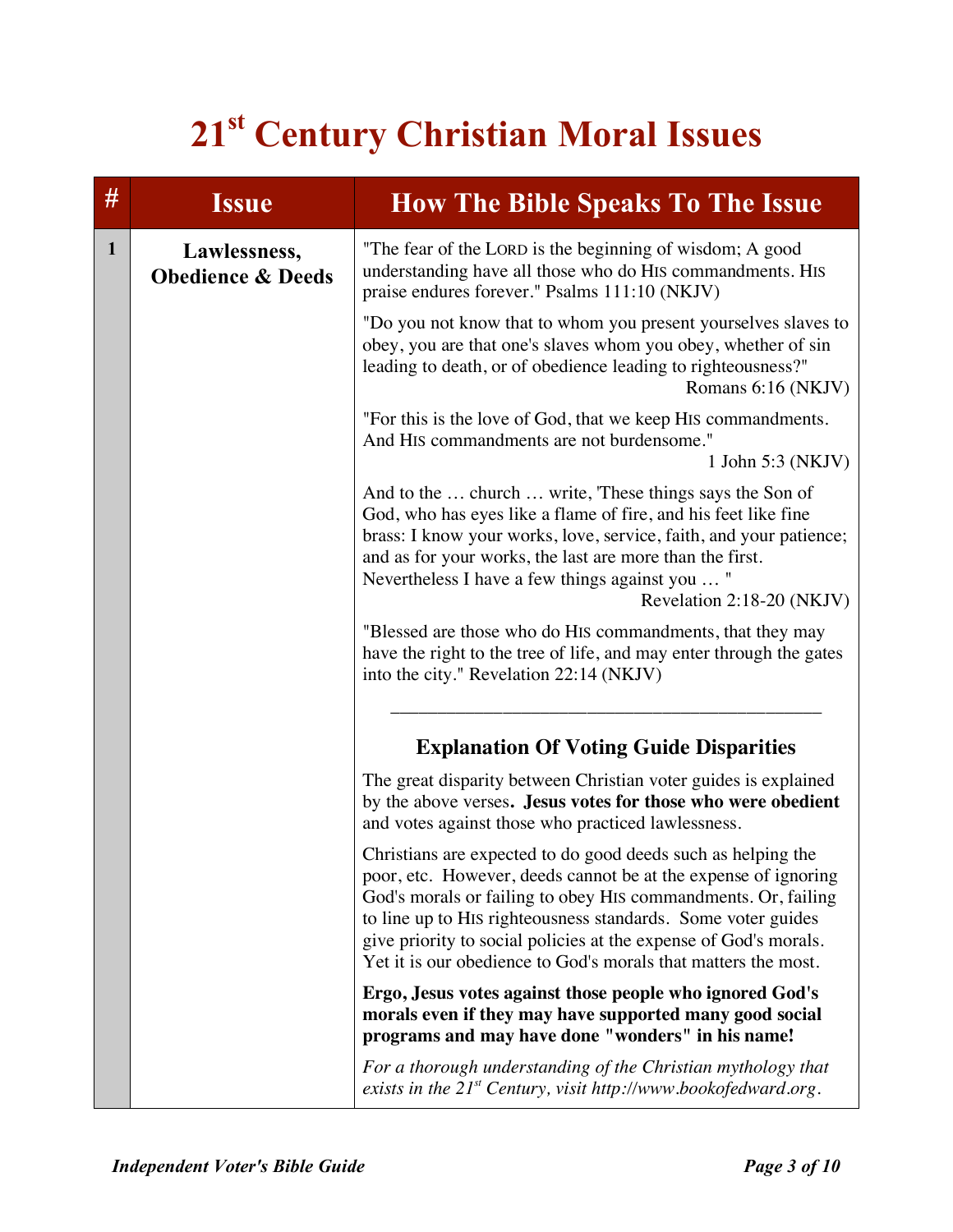# 21st Century Christian Moral Issues

| # | Issue | How The Bible Speaks To The Issue |
|---|---|---|
| **1** | **Lawlessness, Obedience & Deeds** | "The fear of the LORD is the beginning of wisdom; A good understanding have all those who do HIS commandments. HIS praise endures forever." Psalms 111:10 (NKJV)<br><br>"Do you not know that to whom you present yourselves slaves to obey, you are that one's slaves whom you obey, whether of sin leading to death, or of obedience leading to righteousness?" Romans 6:16 (NKJV)<br><br>"For this is the love of God, that we keep HIS commandments. And HIS commandments are not burdensome." 1 John 5:3 (NKJV)<br><br>And to the … church … write, 'These things says the Son of God, who has eyes like a flame of fire, and his feet like fine brass: I know your works, love, service, faith, and your patience; and as for your works, the last are more than the first. Nevertheless I have a few things against you … " Revelation 2:18-20 (NKJV)<br><br>"Blessed are those who do HIS commandments, that they may have the right to the tree of life, and may enter through the gates into the city." Revelation 22:14 (NKJV)<br><br>______________________________________________<br><br>**Explanation Of Voting Guide Disparities**<br><br>The great disparity between Christian voter guides is explained by the above verses**. Jesus votes for those who were obedient** and votes against those who practiced lawlessness.<br><br>Christians are expected to do good deeds such as helping the poor, etc. However, deeds cannot be at the expense of ignoring God's morals or failing to obey HIS commandments. Or, failing to line up to HIS righteousness standards. Some voter guides give priority to social policies at the expense of God's morals. Yet it is our obedience to God's morals that matters the most.<br><br>**Ergo, Jesus votes against those people who ignored God's morals even if they may have supported many good social programs and may have done "wonders" in his name!**<br><br>*For a thorough understanding of the Christian mythology that exists in the 21st Century, visit http://www.bookofedward.org.* |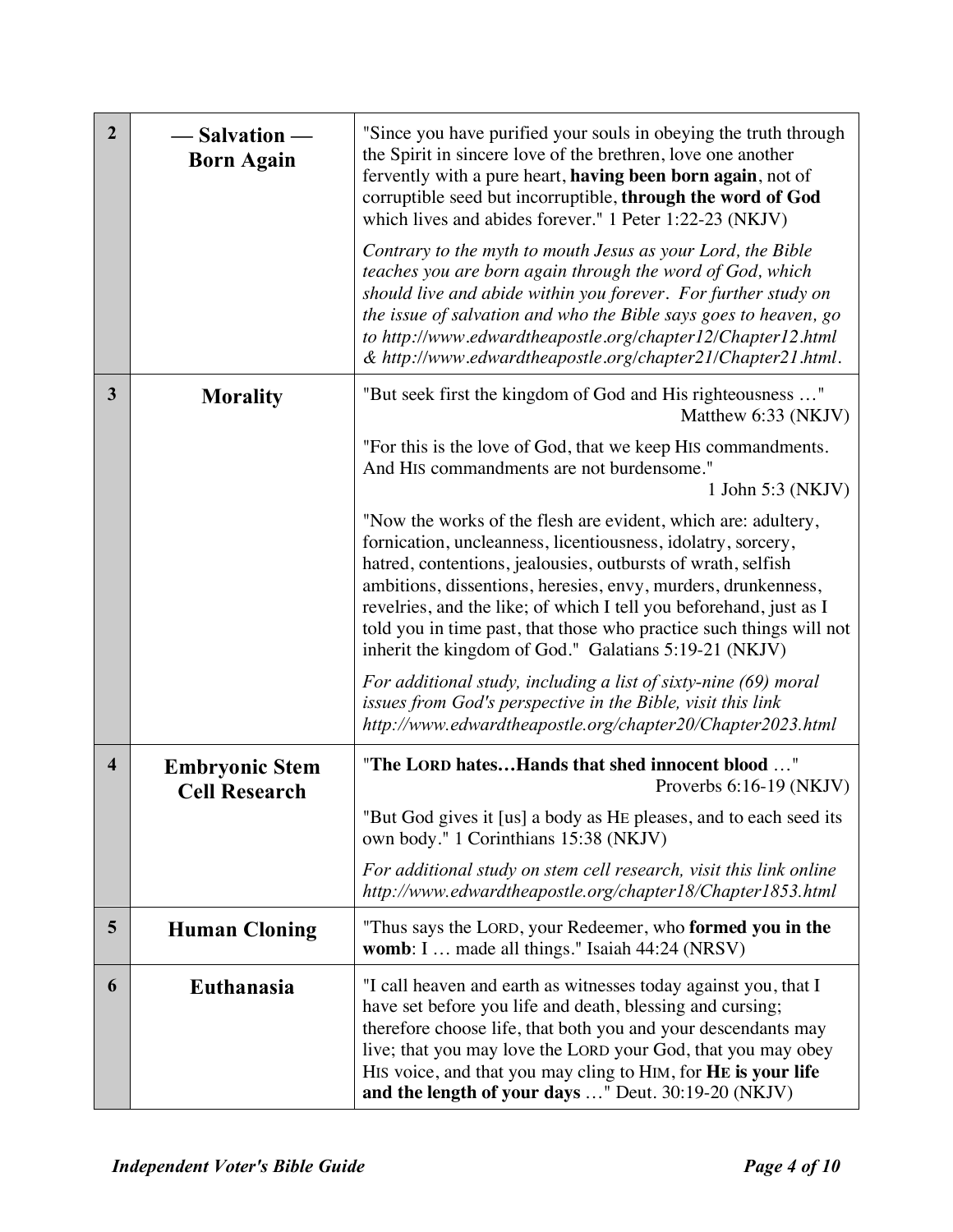| | | |
|---|---|---|
| **2** | **— Salvation —<br>Born Again** | "Since you have purified your souls in obeying the truth through the Spirit in sincere love of the brethren, love one another fervently with a pure heart, **having been born again**, not of corruptible seed but incorruptible, **through the word of God** which lives and abides forever." 1 Peter 1:22-23 (NKJV)<br><br>*Contrary to the myth to mouth Jesus as your Lord, the Bible teaches you are born again through the word of God, which should live and abide within you forever. For further study on the issue of salvation and who the Bible says goes to heaven, go to http://www.edwardtheapostle.org/chapter12/Chapter12.html & http://www.edwardtheapostle.org/chapter21/Chapter21.html.* |
| **3** | **Morality** | "But seek first the kingdom of God and His righteousness …" Matthew 6:33 (NKJV)<br><br>"For this is the love of God, that we keep HIS commandments. And HIS commandments are not burdensome." 1 John 5:3 (NKJV)<br><br>"Now the works of the flesh are evident, which are: adultery, fornication, uncleanness, licentiousness, idolatry, sorcery, hatred, contentions, jealousies, outbursts of wrath, selfish ambitions, dissentions, heresies, envy, murders, drunkenness, revelries, and the like; of which I tell you beforehand, just as I told you in time past, that those who practice such things will not inherit the kingdom of God." Galatians 5:19-21 (NKJV)<br><br>*For additional study, including a list of sixty-nine (69) moral issues from God's perspective in the Bible, visit this link http://www.edwardtheapostle.org/chapter20/Chapter2023.html* |
| **4** | **Embryonic Stem Cell Research** | "**The LORD hates…Hands that shed innocent blood** …" Proverbs 6:16-19 (NKJV)<br><br>"But God gives it [us] a body as HE pleases, and to each seed its own body." 1 Corinthians 15:38 (NKJV)<br><br>*For additional study on stem cell research, visit this link online http://www.edwardtheapostle.org/chapter18/Chapter1853.html* |
| **5** | **Human Cloning** | "Thus says the LORD, your Redeemer, who **formed you in the womb**: I … made all things." Isaiah 44:24 (NRSV) |
| **6** | **Euthanasia** | "I call heaven and earth as witnesses today against you, that I have set before you life and death, blessing and cursing; therefore choose life, that both you and your descendants may live; that you may love the LORD your God, that you may obey HIS voice, and that you may cling to HIM, for **HE is your life and the length of your days** …" Deut. 30:19-20 (NKJV) |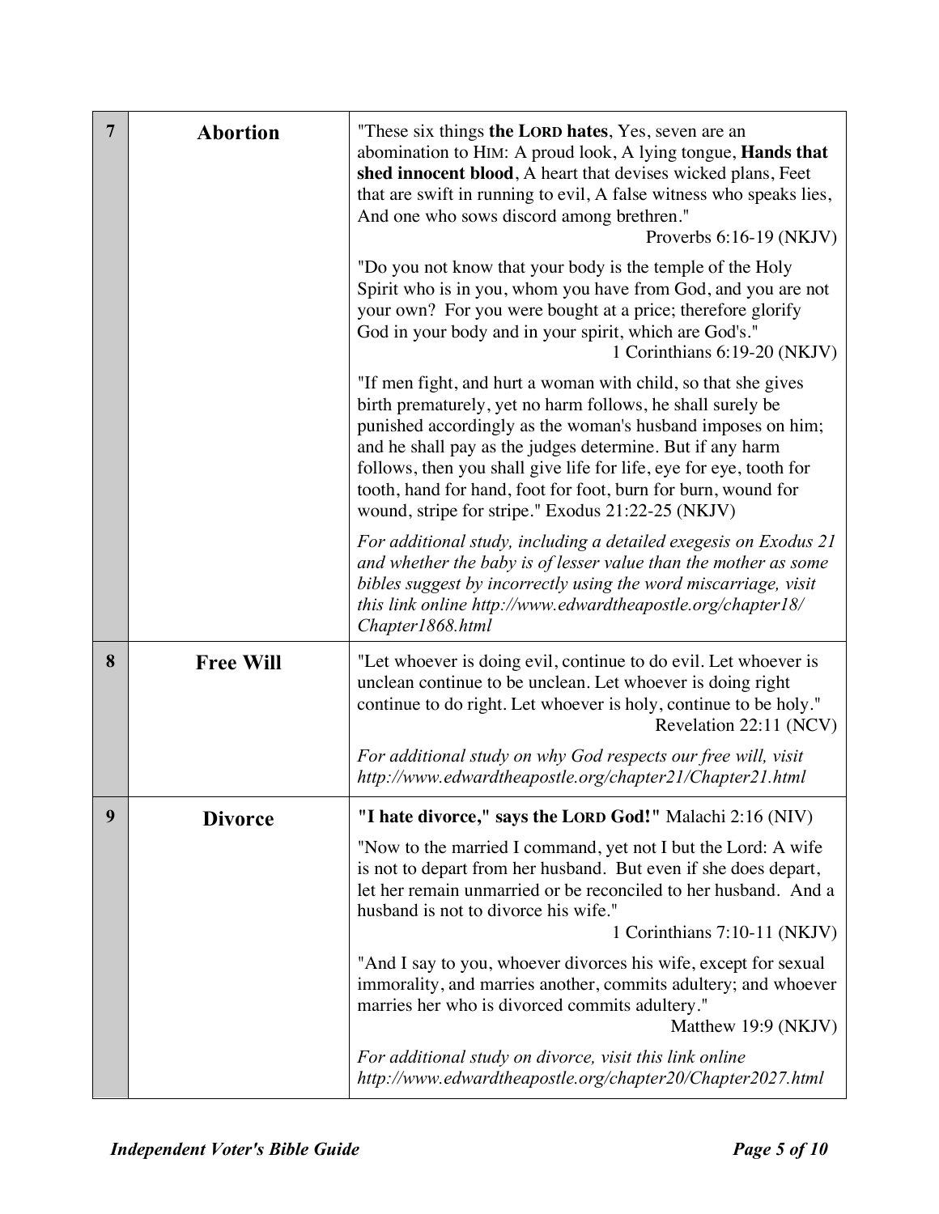| | | |
|---|---|---|
| **7** | **Abortion** | "These six things **the LORD hates**, Yes, seven are an abomination to HIM: A proud look, A lying tongue, **Hands that shed innocent blood**, A heart that devises wicked plans, Feet that are swift in running to evil, A false witness who speaks lies, And one who sows discord among brethren." Proverbs 6:16-19 (NKJV)<br><br>"Do you not know that your body is the temple of the Holy Spirit who is in you, whom you have from God, and you are not your own? For you were bought at a price; therefore glorify God in your body and in your spirit, which are God's." 1 Corinthians 6:19-20 (NKJV)<br><br>"If men fight, and hurt a woman with child, so that she gives birth prematurely, yet no harm follows, he shall surely be punished accordingly as the woman's husband imposes on him; and he shall pay as the judges determine. But if any harm follows, then you shall give life for life, eye for eye, tooth for tooth, hand for hand, foot for foot, burn for burn, wound for wound, stripe for stripe." Exodus 21:22-25 (NKJV)<br><br>*For additional study, including a detailed exegesis on Exodus 21 and whether the baby is of lesser value than the mother as some bibles suggest by incorrectly using the word miscarriage, visit this link online http://www.edwardtheapostle.org/chapter18/Chapter1868.html* |
| **8** | **Free Will** | "Let whoever is doing evil, continue to do evil. Let whoever is unclean continue to be unclean. Let whoever is doing right continue to do right. Let whoever is holy, continue to be holy." Revelation 22:11 (NCV)<br><br>*For additional study on why God respects our free will, visit http://www.edwardtheapostle.org/chapter21/Chapter21.html* |
| **9** | **Divorce** | **"I hate divorce," says the LORD God!"** Malachi 2:16 (NIV)<br><br>"Now to the married I command, yet not I but the Lord: A wife is not to depart from her husband. But even if she does depart, let her remain unmarried or be reconciled to her husband. And a husband is not to divorce his wife." 1 Corinthians 7:10-11 (NKJV)<br><br>"And I say to you, whoever divorces his wife, except for sexual immorality, and marries another, commits adultery; and whoever marries her who is divorced commits adultery." Matthew 19:9 (NKJV)<br><br>*For additional study on divorce, visit this link online http://www.edwardtheapostle.org/chapter20/Chapter2027.html* |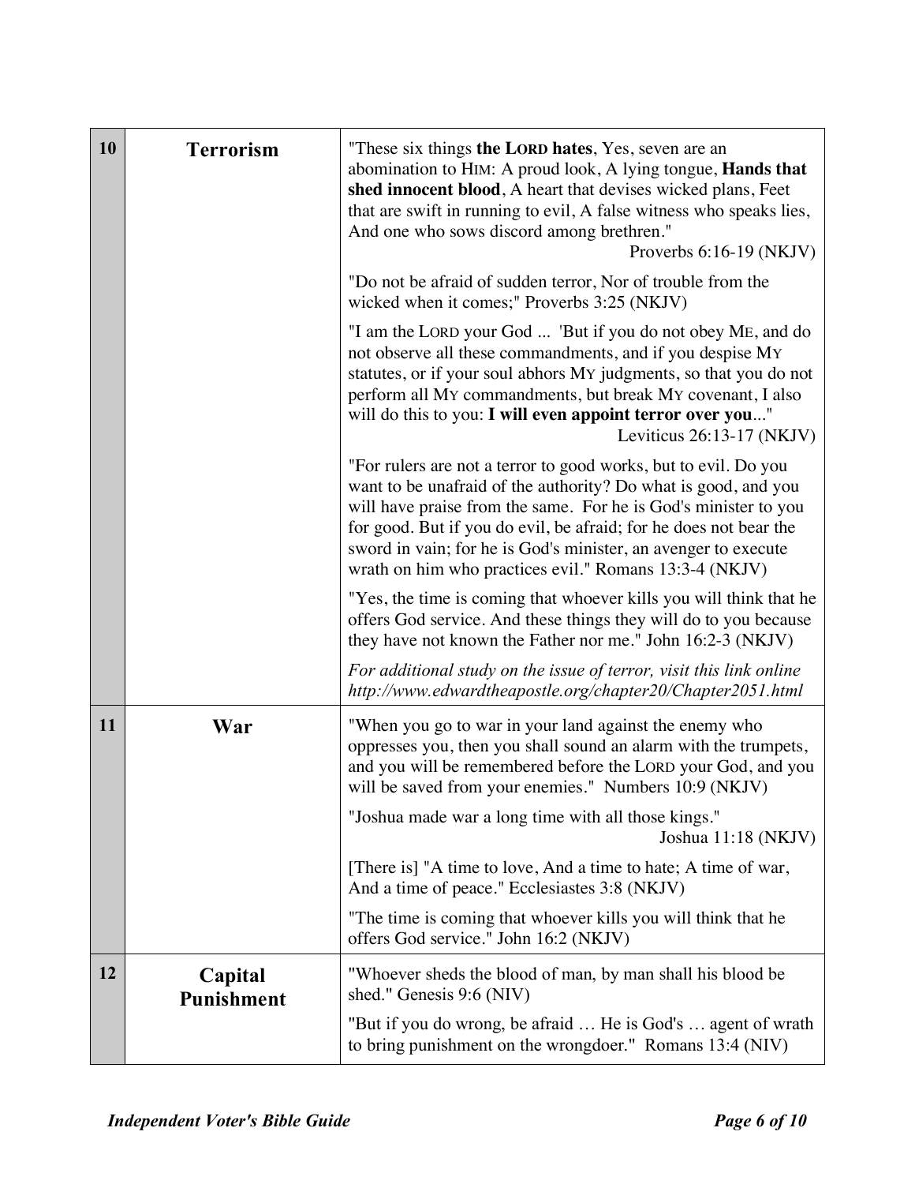| | | |
|---|---|---|
| **10** | **Terrorism** | "These six things **the LORD hates**, Yes, seven are an abomination to HIM: A proud look, A lying tongue, **Hands that shed innocent blood**, A heart that devises wicked plans, Feet that are swift in running to evil, A false witness who speaks lies, And one who sows discord among brethren." Proverbs 6:16-19 (NKJV)<br><br>"Do not be afraid of sudden terror, Nor of trouble from the wicked when it comes;" Proverbs 3:25 (NKJV)<br><br>"I am the LORD your God ... 'But if you do not obey ME, and do not observe all these commandments, and if you despise MY statutes, or if your soul abhors MY judgments, so that you do not perform all MY commandments, but break MY covenant, I also will do this to you: **I will even appoint terror over you**..." Leviticus 26:13-17 (NKJV)<br><br>"For rulers are not a terror to good works, but to evil. Do you want to be unafraid of the authority? Do what is good, and you will have praise from the same. For he is God's minister to you for good. But if you do evil, be afraid; for he does not bear the sword in vain; for he is God's minister, an avenger to execute wrath on him who practices evil." Romans 13:3-4 (NKJV)<br><br>"Yes, the time is coming that whoever kills you will think that he offers God service. And these things they will do to you because they have not known the Father nor me." John 16:2-3 (NKJV)<br><br>*For additional study on the issue of terror, visit this link online http://www.edwardtheapostle.org/chapter20/Chapter2051.html* |
| **11** | **War** | "When you go to war in your land against the enemy who oppresses you, then you shall sound an alarm with the trumpets, and you will be remembered before the LORD your God, and you will be saved from your enemies." Numbers 10:9 (NKJV)<br><br>"Joshua made war a long time with all those kings." Joshua 11:18 (NKJV)<br><br>[There is] "A time to love, And a time to hate; A time of war, And a time of peace." Ecclesiastes 3:8 (NKJV)<br><br>"The time is coming that whoever kills you will think that he offers God service." John 16:2 (NKJV) |
| **12** | **Capital Punishment** | "Whoever sheds the blood of man, by man shall his blood be shed." Genesis 9:6 (NIV)<br><br>"But if you do wrong, be afraid … He is God's … agent of wrath to bring punishment on the wrongdoer." Romans 13:4 (NIV) |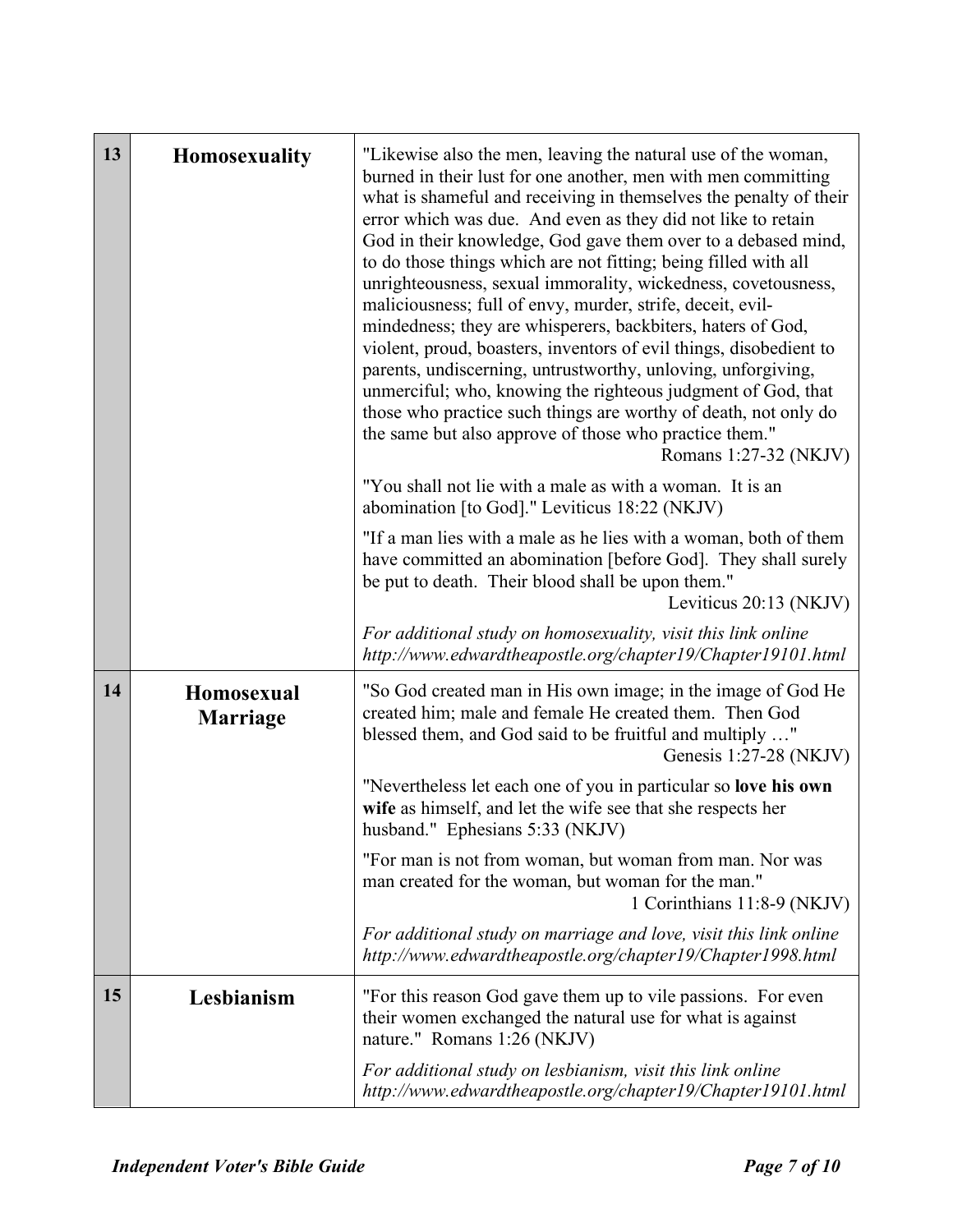| | | |
|---|---|---|
| **13** | **Homosexuality** | "Likewise also the men, leaving the natural use of the woman, burned in their lust for one another, men with men committing what is shameful and receiving in themselves the penalty of their error which was due. And even as they did not like to retain God in their knowledge, God gave them over to a debased mind, to do those things which are not fitting; being filled with all unrighteousness, sexual immorality, wickedness, covetousness, maliciousness; full of envy, murder, strife, deceit, evil-mindedness; they are whisperers, backbiters, haters of God, violent, proud, boasters, inventors of evil things, disobedient to parents, undiscerning, untrustworthy, unloving, unforgiving, unmerciful; who, knowing the righteous judgment of God, that those who practice such things are worthy of death, not only do the same but also approve of those who practice them." Romans 1:27-32 (NKJV)<br><br>"You shall not lie with a male as with a woman. It is an abomination [to God]." Leviticus 18:22 (NKJV)<br><br>"If a man lies with a male as he lies with a woman, both of them have committed an abomination [before God]. They shall surely be put to death. Their blood shall be upon them." Leviticus 20:13 (NKJV)<br><br>*For additional study on homosexuality, visit this link online http://www.edwardtheapostle.org/chapter19/Chapter19101.html* |
| **14** | **Homosexual Marriage** | "So God created man in His own image; in the image of God He created him; male and female He created them. Then God blessed them, and God said to be fruitful and multiply …" Genesis 1:27-28 (NKJV)<br><br>"Nevertheless let each one of you in particular so **love his own wife** as himself, and let the wife see that she respects her husband." Ephesians 5:33 (NKJV)<br><br>"For man is not from woman, but woman from man. Nor was man created for the woman, but woman for the man." 1 Corinthians 11:8-9 (NKJV)<br><br>*For additional study on marriage and love, visit this link online http://www.edwardtheapostle.org/chapter19/Chapter1998.html* |
| **15** | **Lesbianism** | "For this reason God gave them up to vile passions. For even their women exchanged the natural use for what is against nature." Romans 1:26 (NKJV)<br><br>*For additional study on lesbianism, visit this link online http://www.edwardtheapostle.org/chapter19/Chapter19101.html* |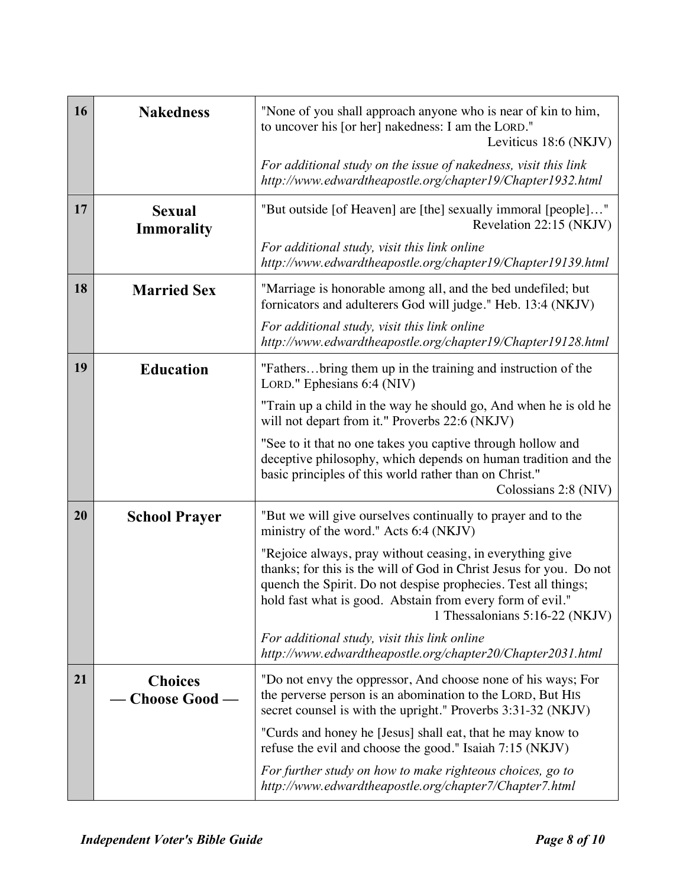| | | |
|---|---|---|
| **16** | **Nakedness** | "None of you shall approach anyone who is near of kin to him, to uncover his [or her] nakedness: I am the LORD." Leviticus 18:6 (NKJV)<br><br>*For additional study on the issue of nakedness, visit this link http://www.edwardtheapostle.org/chapter19/Chapter1932.html* |
| **17** | **Sexual Immorality** | "But outside [of Heaven] are [the] sexually immoral [people]…" Revelation 22:15 (NKJV)<br><br>*For additional study, visit this link online http://www.edwardtheapostle.org/chapter19/Chapter19139.html* |
| **18** | **Married Sex** | "Marriage is honorable among all, and the bed undefiled; but fornicators and adulterers God will judge." Heb. 13:4 (NKJV)<br><br>*For additional study, visit this link online http://www.edwardtheapostle.org/chapter19/Chapter19128.html* |
| **19** | **Education** | "Fathers…bring them up in the training and instruction of the LORD." Ephesians 6:4 (NIV)<br><br>"Train up a child in the way he should go, And when he is old he will not depart from it." Proverbs 22:6 (NKJV)<br><br>"See to it that no one takes you captive through hollow and deceptive philosophy, which depends on human tradition and the basic principles of this world rather than on Christ." Colossians 2:8 (NIV) |
| **20** | **School Prayer** | "But we will give ourselves continually to prayer and to the ministry of the word." Acts 6:4 (NKJV)<br><br>"Rejoice always, pray without ceasing, in everything give thanks; for this is the will of God in Christ Jesus for you. Do not quench the Spirit. Do not despise prophecies. Test all things; hold fast what is good. Abstain from every form of evil." 1 Thessalonians 5:16-22 (NKJV)<br><br>*For additional study, visit this link online http://www.edwardtheapostle.org/chapter20/Chapter2031.html* |
| **21** | **Choices — Choose Good —** | "Do not envy the oppressor, And choose none of his ways; For the perverse person is an abomination to the LORD, But HIS secret counsel is with the upright." Proverbs 3:31-32 (NKJV)<br><br>"Curds and honey he [Jesus] shall eat, that he may know to refuse the evil and choose the good." Isaiah 7:15 (NKJV)<br><br>*For further study on how to make righteous choices, go to http://www.edwardtheapostle.org/chapter7/Chapter7.html* |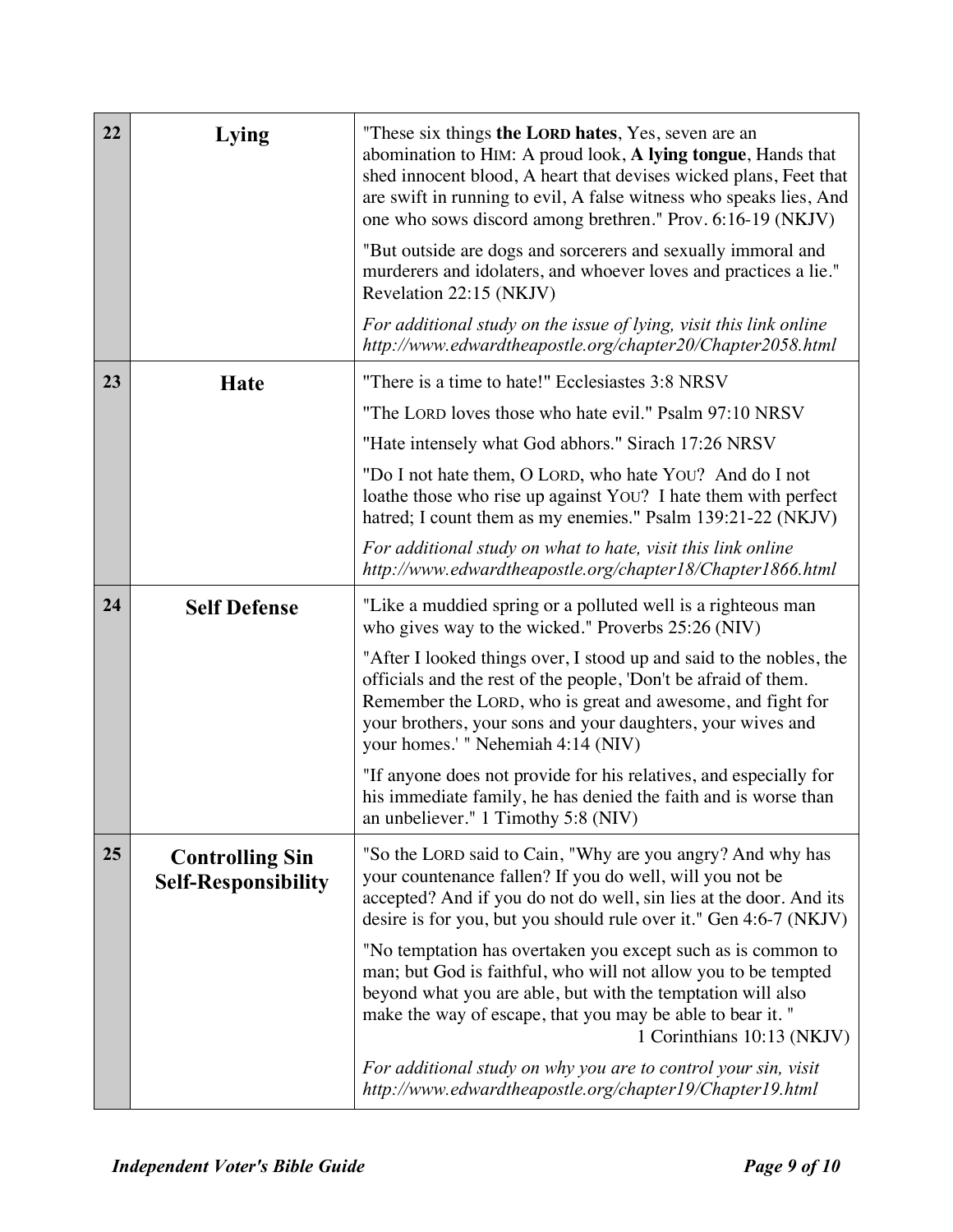| | | |
|---|---|---|
| **22** | **Lying** | "These six things **the LORD hates**, Yes, seven are an abomination to HIM: A proud look, **A lying tongue**, Hands that shed innocent blood, A heart that devises wicked plans, Feet that are swift in running to evil, A false witness who speaks lies, And one who sows discord among brethren." Prov. 6:16-19 (NKJV)<br><br>"But outside are dogs and sorcerers and sexually immoral and murderers and idolaters, and whoever loves and practices a lie." Revelation 22:15 (NKJV)<br><br>*For additional study on the issue of lying, visit this link online http://www.edwardtheapostle.org/chapter20/Chapter2058.html* |
| **23** | **Hate** | "There is a time to hate!" Ecclesiastes 3:8 NRSV<br><br>"The LORD loves those who hate evil." Psalm 97:10 NRSV<br><br>"Hate intensely what God abhors." Sirach 17:26 NRSV<br><br>"Do I not hate them, O LORD, who hate YOU? And do I not loathe those who rise up against YOU? I hate them with perfect hatred; I count them as my enemies." Psalm 139:21-22 (NKJV)<br><br>*For additional study on what to hate, visit this link online http://www.edwardtheapostle.org/chapter18/Chapter1866.html* |
| **24** | **Self Defense** | "Like a muddied spring or a polluted well is a righteous man who gives way to the wicked." Proverbs 25:26 (NIV)<br><br>"After I looked things over, I stood up and said to the nobles, the officials and the rest of the people, 'Don't be afraid of them. Remember the LORD, who is great and awesome, and fight for your brothers, your sons and your daughters, your wives and your homes.' " Nehemiah 4:14 (NIV)<br><br>"If anyone does not provide for his relatives, and especially for his immediate family, he has denied the faith and is worse than an unbeliever." 1 Timothy 5:8 (NIV) |
| **25** | **Controlling Sin Self-Responsibility** | "So the LORD said to Cain, "Why are you angry? And why has your countenance fallen? If you do well, will you not be accepted? And if you do not do well, sin lies at the door. And its desire is for you, but you should rule over it." Gen 4:6-7 (NKJV)<br><br>"No temptation has overtaken you except such as is common to man; but God is faithful, who will not allow you to be tempted beyond what you are able, but with the temptation will also make the way of escape, that you may be able to bear it. " 1 Corinthians 10:13 (NKJV)<br><br>*For additional study on why you are to control your sin, visit http://www.edwardtheapostle.org/chapter19/Chapter19.html* |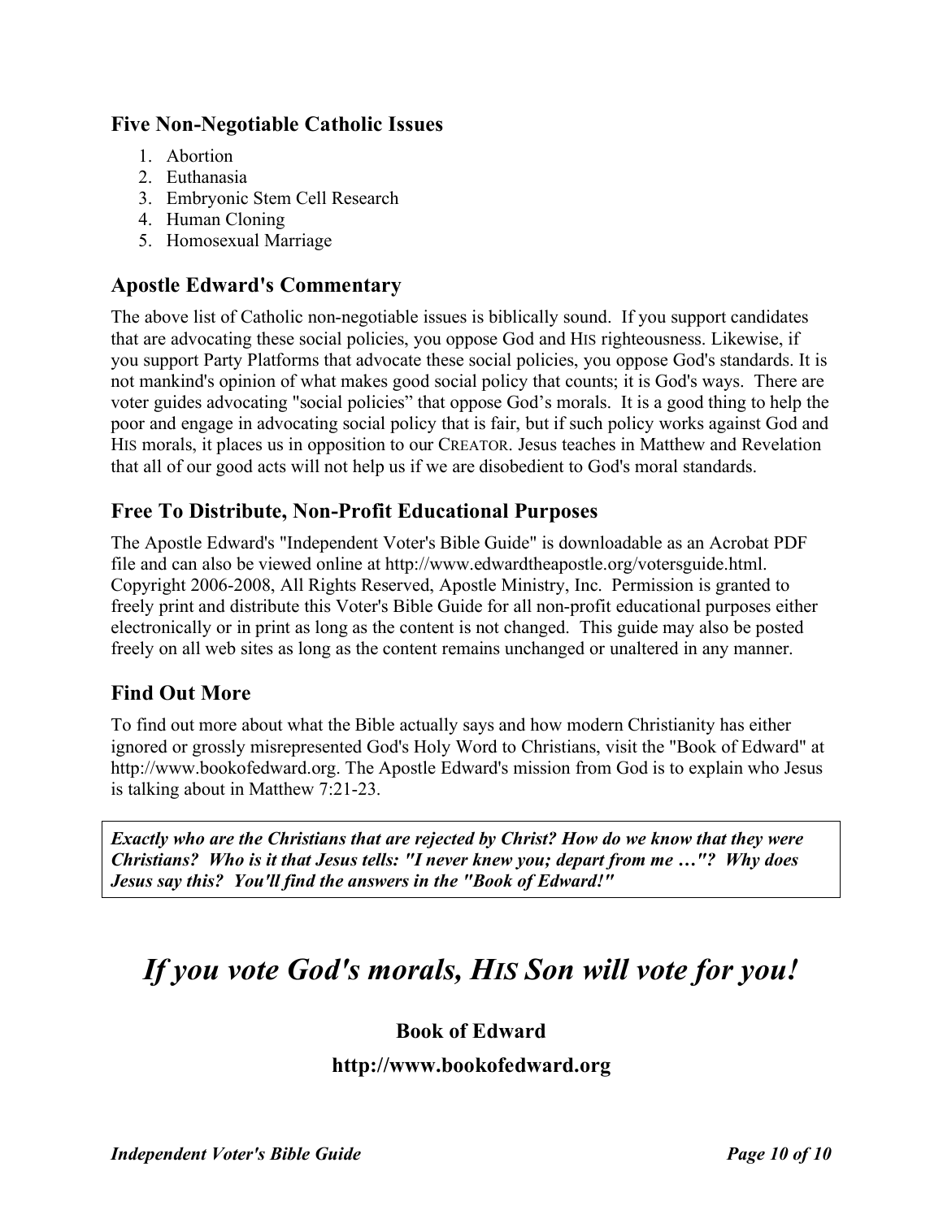## Five Non-Negotiable Catholic Issues

1. Abortion
2. Euthanasia
3. Embryonic Stem Cell Research
4. Human Cloning
5. Homosexual Marriage

## Apostle Edward's Commentary

The above list of Catholic non-negotiable issues is biblically sound. If you support candidates that are advocating these social policies, you oppose God and HIS righteousness. Likewise, if you support Party Platforms that advocate these social policies, you oppose God's standards. It is not mankind's opinion of what makes good social policy that counts; it is God's ways. There are voter guides advocating "social policies" that oppose God's morals. It is a good thing to help the poor and engage in advocating social policy that is fair, but if such policy works against God and HIS morals, it places us in opposition to our CREATOR. Jesus teaches in Matthew and Revelation that all of our good acts will not help us if we are disobedient to God's moral standards.

## Free To Distribute, Non-Profit Educational Purposes

The Apostle Edward's "Independent Voter's Bible Guide" is downloadable as an Acrobat PDF file and can also be viewed online at http://www.edwardtheapostle.org/votersguide.html. Copyright 2006-2008, All Rights Reserved, Apostle Ministry, Inc. Permission is granted to freely print and distribute this Voter's Bible Guide for all non-profit educational purposes either electronically or in print as long as the content is not changed. This guide may also be posted freely on all web sites as long as the content remains unchanged or unaltered in any manner.

## Find Out More

To find out more about what the Bible actually says and how modern Christianity has either ignored or grossly misrepresented God's Holy Word to Christians, visit the "Book of Edward" at http://www.bookofedward.org. The Apostle Edward's mission from God is to explain who Jesus is talking about in Matthew 7:21-23.

***Exactly who are the Christians that are rejected by Christ? How do we know that they were Christians? Who is it that Jesus tells: "I never knew you; depart from me …"? Why does Jesus say this? You'll find the answers in the "Book of Edward!"***

# *If you vote God's morals, HIS Son will vote for you!*

**Book of Edward**

**http://www.bookofedward.org**